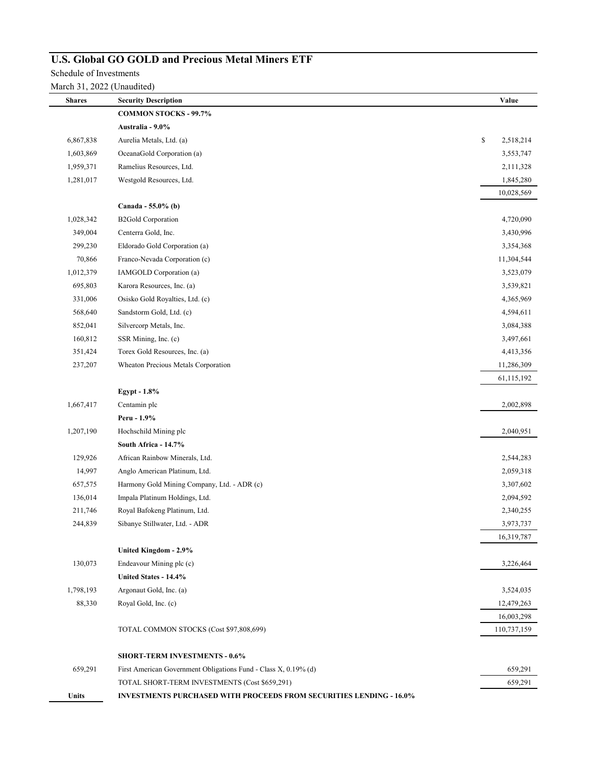# U.S. Global GO GOLD and Precious Metal Miners ETF

Schedule of Investments

March 31, 2022 (Unaudited)

| Shares | Security Description | Value |
|---|---|---|
| | **COMMON STOCKS - 99.7%** | |
| | **Australia - 9.0%** | |
| 6,867,838 | Aurelia Metals, Ltd. (a) | $ 2,518,214 |
| 1,603,869 | OceanaGold Corporation (a) | 3,553,747 |
| 1,959,371 | Ramelius Resources, Ltd. | 2,111,328 |
| 1,281,017 | Westgold Resources, Ltd. | 1,845,280 |
| | | 10,028,569 |
| | **Canada - 55.0% (b)** | |
| 1,028,342 | B2Gold Corporation | 4,720,090 |
| 349,004 | Centerra Gold, Inc. | 3,430,996 |
| 299,230 | Eldorado Gold Corporation (a) | 3,354,368 |
| 70,866 | Franco-Nevada Corporation (c) | 11,304,544 |
| 1,012,379 | IAMGOLD Corporation (a) | 3,523,079 |
| 695,803 | Karora Resources, Inc. (a) | 3,539,821 |
| 331,006 | Osisko Gold Royalties, Ltd. (c) | 4,365,969 |
| 568,640 | Sandstorm Gold, Ltd. (c) | 4,594,611 |
| 852,041 | Silvercorp Metals, Inc. | 3,084,388 |
| 160,812 | SSR Mining, Inc. (c) | 3,497,661 |
| 351,424 | Torex Gold Resources, Inc. (a) | 4,413,356 |
| 237,207 | Wheaton Precious Metals Corporation | 11,286,309 |
| | | 61,115,192 |
| | **Egypt - 1.8%** | |
| 1,667,417 | Centamin plc | 2,002,898 |
| | **Peru - 1.9%** | |
| 1,207,190 | Hochschild Mining plc | 2,040,951 |
| | **South Africa - 14.7%** | |
| 129,926 | African Rainbow Minerals, Ltd. | 2,544,283 |
| 14,997 | Anglo American Platinum, Ltd. | 2,059,318 |
| 657,575 | Harmony Gold Mining Company, Ltd. - ADR (c) | 3,307,602 |
| 136,014 | Impala Platinum Holdings, Ltd. | 2,094,592 |
| 211,746 | Royal Bafokeng Platinum, Ltd. | 2,340,255 |
| 244,839 | Sibanye Stillwater, Ltd. - ADR | 3,973,737 |
| | | 16,319,787 |
| | **United Kingdom - 2.9%** | |
| 130,073 | Endeavour Mining plc (c) | 3,226,464 |
| | **United States - 14.4%** | |
| 1,798,193 | Argonaut Gold, Inc. (a) | 3,524,035 |
| 88,330 | Royal Gold, Inc. (c) | 12,479,263 |
| | | 16,003,298 |
| | TOTAL COMMON STOCKS (Cost $97,808,699) | 110,737,159 |
| | | |
| | **SHORT-TERM INVESTMENTS - 0.6%** | |
| 659,291 | First American Government Obligations Fund - Class X, 0.19% (d) | 659,291 |
| | TOTAL SHORT-TERM INVESTMENTS (Cost $659,291) | 659,291 |
| **Units** | **INVESTMENTS PURCHASED WITH PROCEEDS FROM SECURITIES LENDING - 16.0%** | |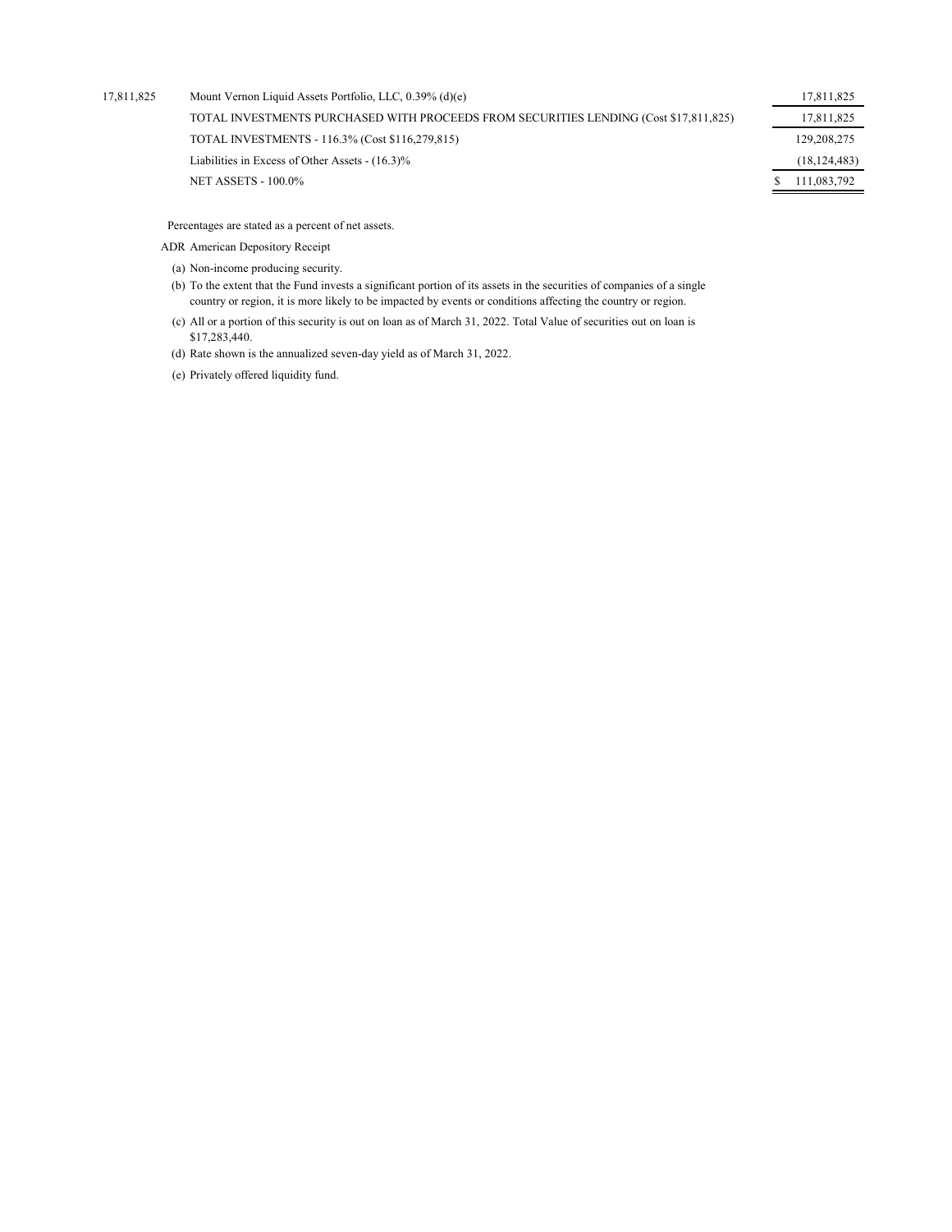| | | |
|---|---|---|
| 17,811,825 | Mount Vernon Liquid Assets Portfolio, LLC, 0.39% (d)(e) | 17,811,825 |
| | TOTAL INVESTMENTS PURCHASED WITH PROCEEDS FROM SECURITIES LENDING (Cost $17,811,825) | 17,811,825 |
| | TOTAL INVESTMENTS - 116.3% (Cost $116,279,815) | 129,208,275 |
| | Liabilities in Excess of Other Assets - (16.3)% | (18,124,483) |
| | NET ASSETS - 100.0% | $ 111,083,792 |

Percentages are stated as a percent of net assets.

ADR American Depository Receipt

(a) Non-income producing security.

(b) To the extent that the Fund invests a significant portion of its assets in the securities of companies of a single country or region, it is more likely to be impacted by events or conditions affecting the country or region.

(c) All or a portion of this security is out on loan as of March 31, 2022. Total Value of securities out on loan is $17,283,440.

(d) Rate shown is the annualized seven-day yield as of March 31, 2022.

(e) Privately offered liquidity fund.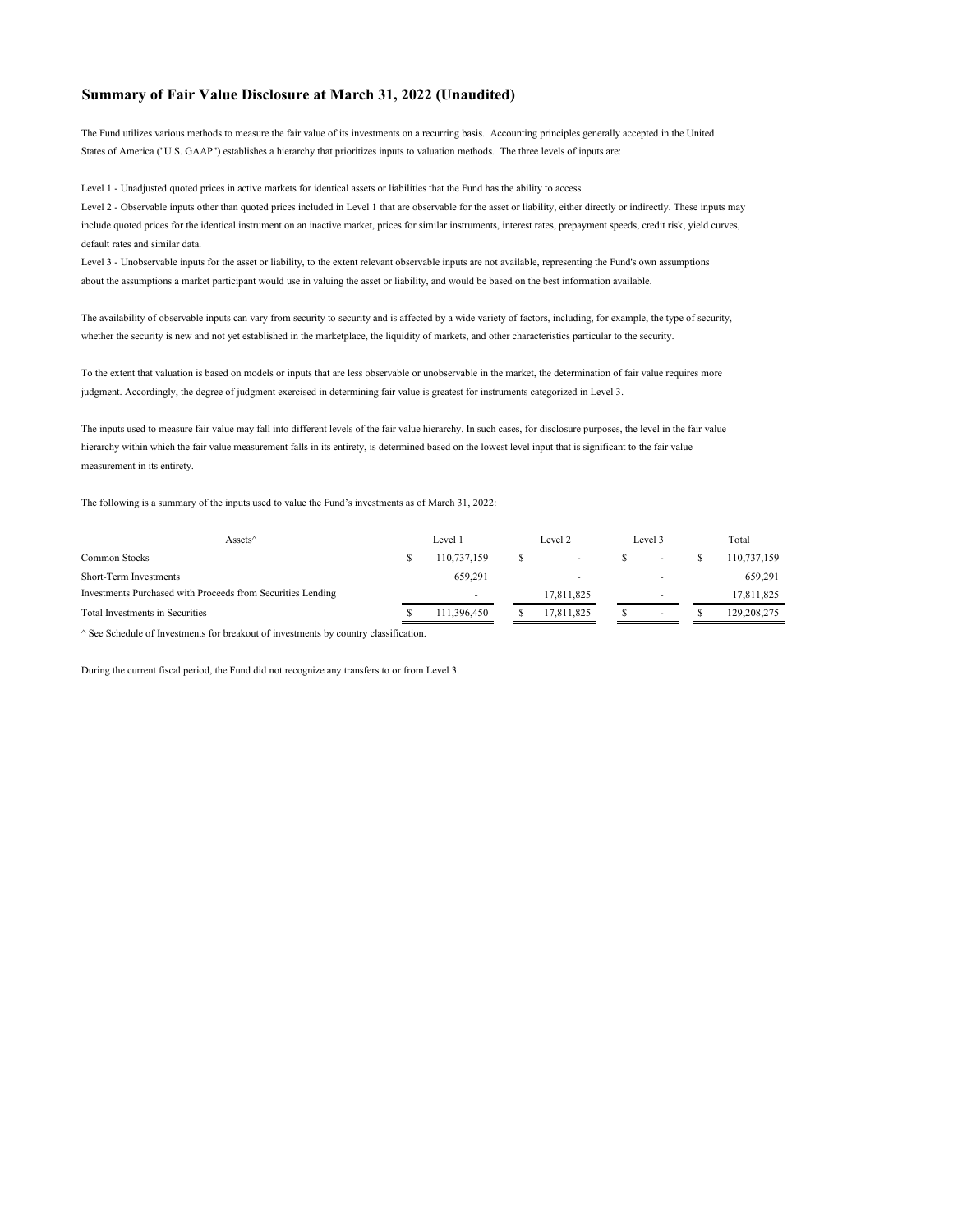## Summary of Fair Value Disclosure at March 31, 2022 (Unaudited)

The Fund utilizes various methods to measure the fair value of its investments on a recurring basis. Accounting principles generally accepted in the United States of America ("U.S. GAAP") establishes a hierarchy that prioritizes inputs to valuation methods. The three levels of inputs are:

Level 1 - Unadjusted quoted prices in active markets for identical assets or liabilities that the Fund has the ability to access.

Level 2 - Observable inputs other than quoted prices included in Level 1 that are observable for the asset or liability, either directly or indirectly. These inputs may include quoted prices for the identical instrument on an inactive market, prices for similar instruments, interest rates, prepayment speeds, credit risk, yield curves, default rates and similar data.

Level 3 - Unobservable inputs for the asset or liability, to the extent relevant observable inputs are not available, representing the Fund's own assumptions about the assumptions a market participant would use in valuing the asset or liability, and would be based on the best information available.

The availability of observable inputs can vary from security to security and is affected by a wide variety of factors, including, for example, the type of security, whether the security is new and not yet established in the marketplace, the liquidity of markets, and other characteristics particular to the security.

To the extent that valuation is based on models or inputs that are less observable or unobservable in the market, the determination of fair value requires more judgment. Accordingly, the degree of judgment exercised in determining fair value is greatest for instruments categorized in Level 3.

The inputs used to measure fair value may fall into different levels of the fair value hierarchy. In such cases, for disclosure purposes, the level in the fair value hierarchy within which the fair value measurement falls in its entirety, is determined based on the lowest level input that is significant to the fair value measurement in its entirety.

The following is a summary of the inputs used to value the Fund's investments as of March 31, 2022:

| Assets^ | Level 1 | Level 2 | Level 3 | Total |
|---|---|---|---|---|
| Common Stocks | $ 110,737,159 | $ - | $ - | $ 110,737,159 |
| Short-Term Investments | 659,291 | - | - | 659,291 |
| Investments Purchased with Proceeds from Securities Lending | - | 17,811,825 | - | 17,811,825 |
| Total Investments in Securities | $ 111,396,450 | $ 17,811,825 | $ - | $ 129,208,275 |

^ See Schedule of Investments for breakout of investments by country classification.

During the current fiscal period, the Fund did not recognize any transfers to or from Level 3.